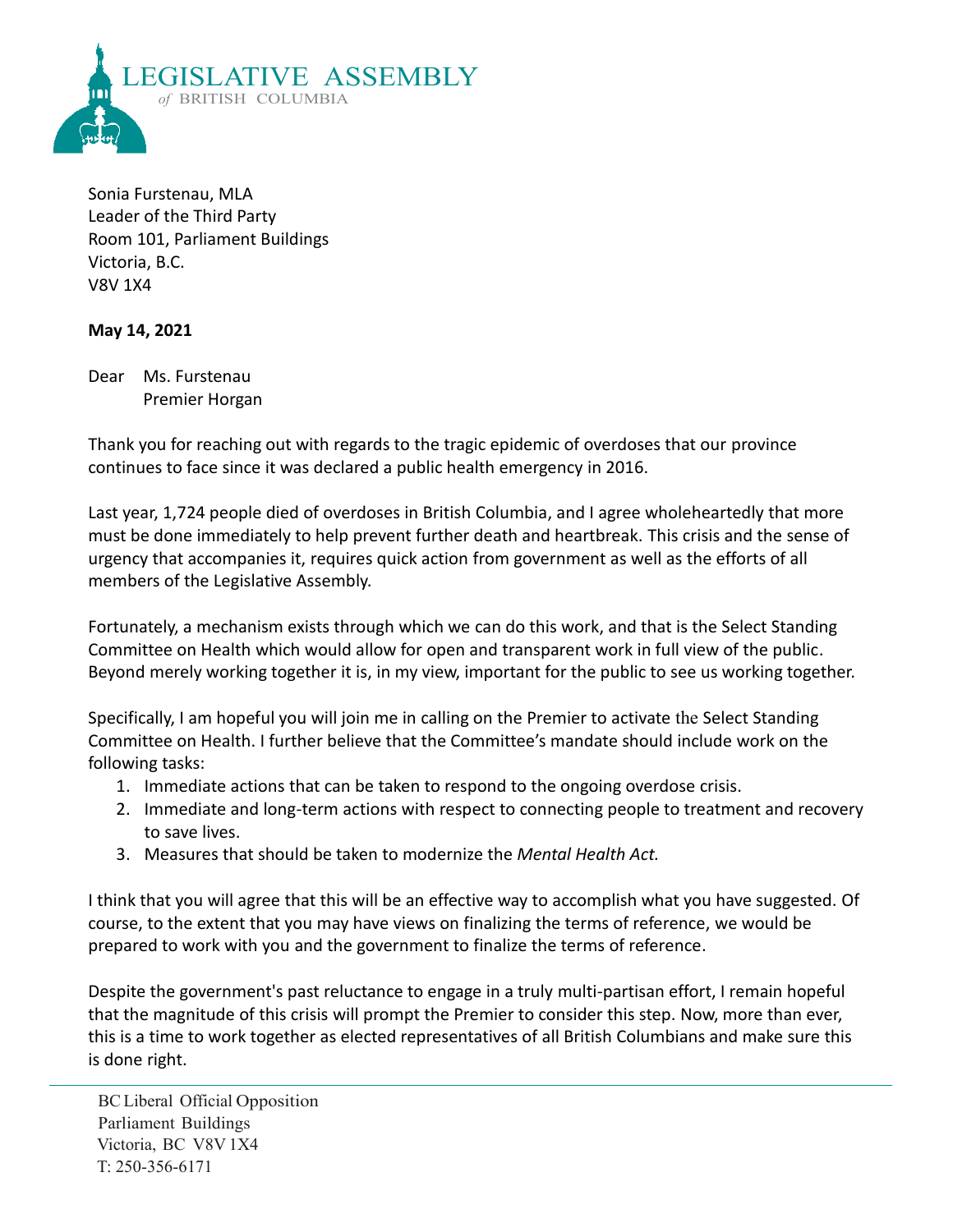LEGISLATIVE ASSEMBLY
*of* BRITISH COLUMBIA

Sonia Furstenau, MLA
Leader of the Third Party
Room 101, Parliament Buildings
Victoria, B.C.
V8V 1X4

**May 14, 2021**

Dear Ms. Furstenau
Premier Horgan

Thank you for reaching out with regards to the tragic epidemic of overdoses that our province continues to face since it was declared a public health emergency in 2016.

Last year, 1,724 people died of overdoses in British Columbia, and I agree wholeheartedly that more must be done immediately to help prevent further death and heartbreak. This crisis and the sense of urgency that accompanies it, requires quick action from government as well as the efforts of all members of the Legislative Assembly.

Fortunately, a mechanism exists through which we can do this work, and that is the Select Standing Committee on Health which would allow for open and transparent work in full view of the public. Beyond merely working together it is, in my view, important for the public to see us working together.

Specifically, I am hopeful you will join me in calling on the Premier to activate the Select Standing Committee on Health. I further believe that the Committee's mandate should include work on the following tasks:

1. Immediate actions that can be taken to respond to the ongoing overdose crisis.
2. Immediate and long-term actions with respect to connecting people to treatment and recovery to save lives.
3. Measures that should be taken to modernize the *Mental Health Act.*

I think that you will agree that this will be an effective way to accomplish what you have suggested. Of course, to the extent that you may have views on finalizing the terms of reference, we would be prepared to work with you and the government to finalize the terms of reference.

Despite the government's past reluctance to engage in a truly multi-partisan effort, I remain hopeful that the magnitude of this crisis will prompt the Premier to consider this step. Now, more than ever, this is a time to work together as elected representatives of all British Columbians and make sure this is done right.

BC Liberal Official Opposition
Parliament Buildings
Victoria, BC V8V 1X4
T: 250-356-6171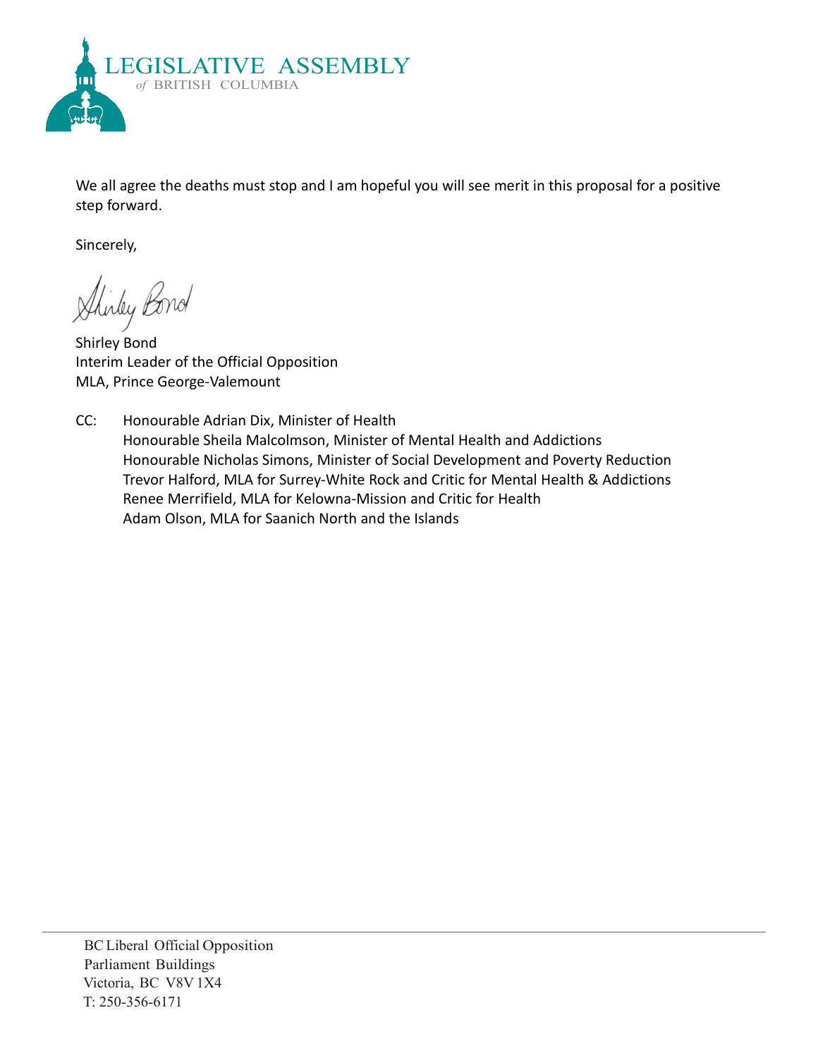LEGISLATIVE ASSEMBLY
*of* BRITISH COLUMBIA

We all agree the deaths must stop and I am hopeful you will see merit in this proposal for a positive step forward.

Sincerely,

Shirley Bond
Interim Leader of the Official Opposition
MLA, Prince George-Valemount

CC: Honourable Adrian Dix, Minister of Health
Honourable Sheila Malcolmson, Minister of Mental Health and Addictions
Honourable Nicholas Simons, Minister of Social Development and Poverty Reduction
Trevor Halford, MLA for Surrey-White Rock and Critic for Mental Health & Addictions
Renee Merrifield, MLA for Kelowna-Mission and Critic for Health
Adam Olson, MLA for Saanich North and the Islands

BC Liberal Official Opposition
Parliament Buildings
Victoria, BC V8V 1X4
T: 250-356-6171